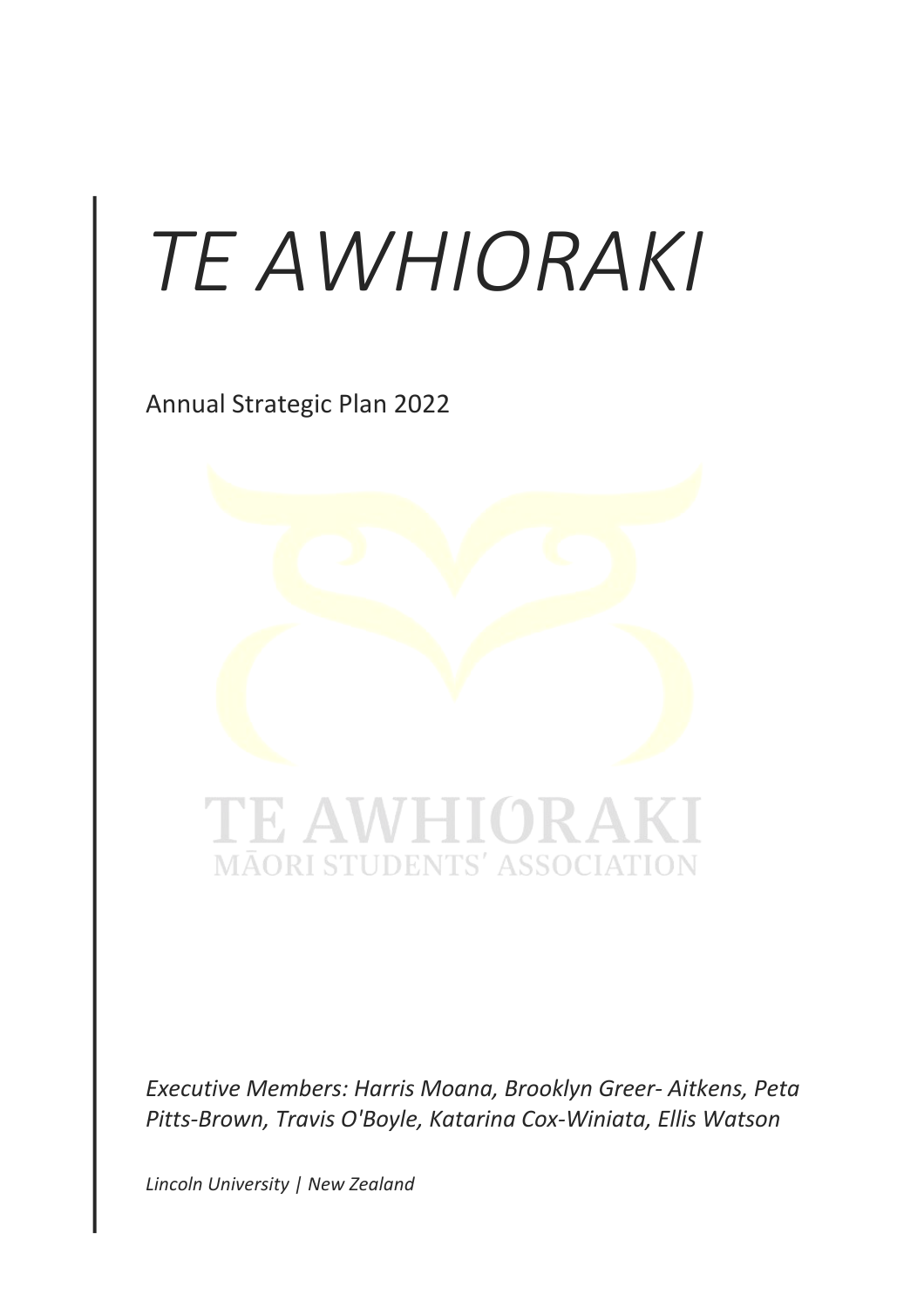# *TE AWHIORAKI*

Annual Strategic Plan 2022

TE AWHIORAKI
MĀORI STUDENTS' ASSOCIATION

*Executive Members: Harris Moana, Brooklyn Greer- Aitkens, Peta Pitts-Brown, Travis O'Boyle, Katarina Cox-Winiata, Ellis Watson*

*Lincoln University | New Zealand*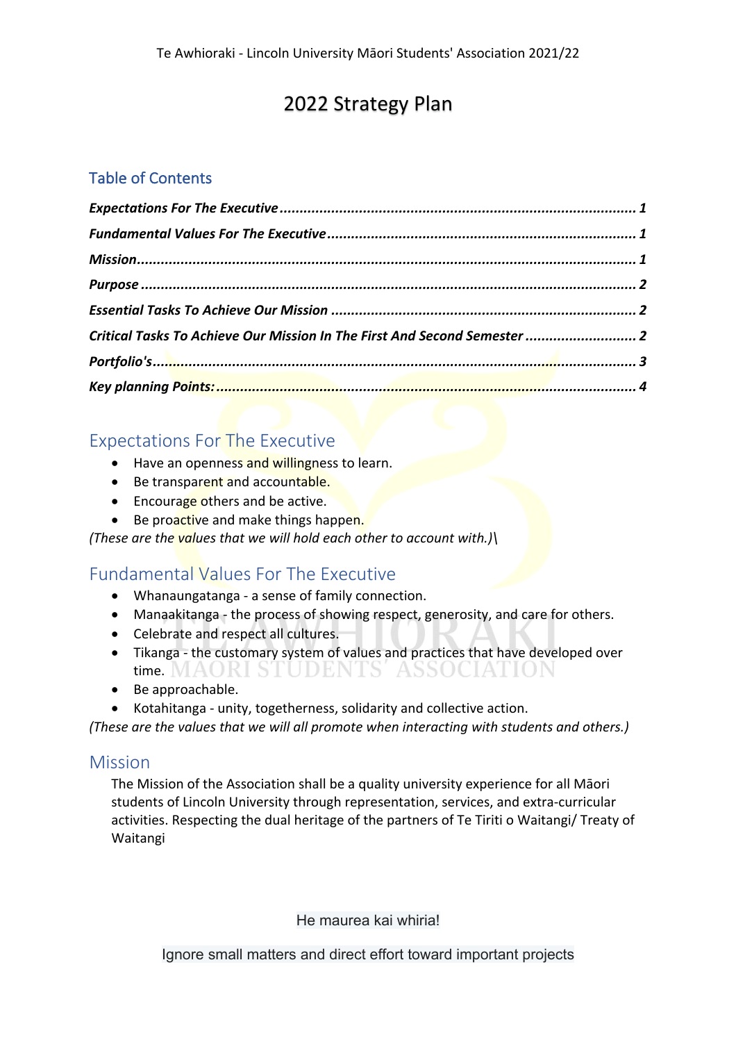# 2022 Strategy Plan

## Table of Contents

*Expectations For The Executive* ........ *1*

*Fundamental Values For The Executive* ........ *1*

*Mission* ........ *1*

*Purpose* ........ *2*

*Essential Tasks To Achieve Our Mission* ........ *2*

*Critical Tasks To Achieve Our Mission In The First And Second Semester* ........ *2*

*Portfolio's* ........ *3*

*Key planning Points:* ........ *4*

## Expectations For The Executive

- Have an openness and willingness to learn.
- Be transparent and accountable.
- Encourage others and be active.
- Be proactive and make things happen.

*(These are the values that we will hold each other to account with.)\*

## Fundamental Values For The Executive

- Whanaungatanga - a sense of family connection.
- Manaakitanga - the process of showing respect, generosity, and care for others.
- Celebrate and respect all cultures.
- Tikanga - the customary system of values and practices that have developed over time.
- Be approachable.
- Kotahitanga - unity, togetherness, solidarity and collective action.

*(These are the values that we will all promote when interacting with students and others.)*

## Mission

The Mission of the Association shall be a quality university experience for all Māori students of Lincoln University through representation, services, and extra-curricular activities. Respecting the dual heritage of the partners of Te Tiriti o Waitangi/ Treaty of Waitangi

He maurea kai whiria!

Ignore small matters and direct effort toward important projects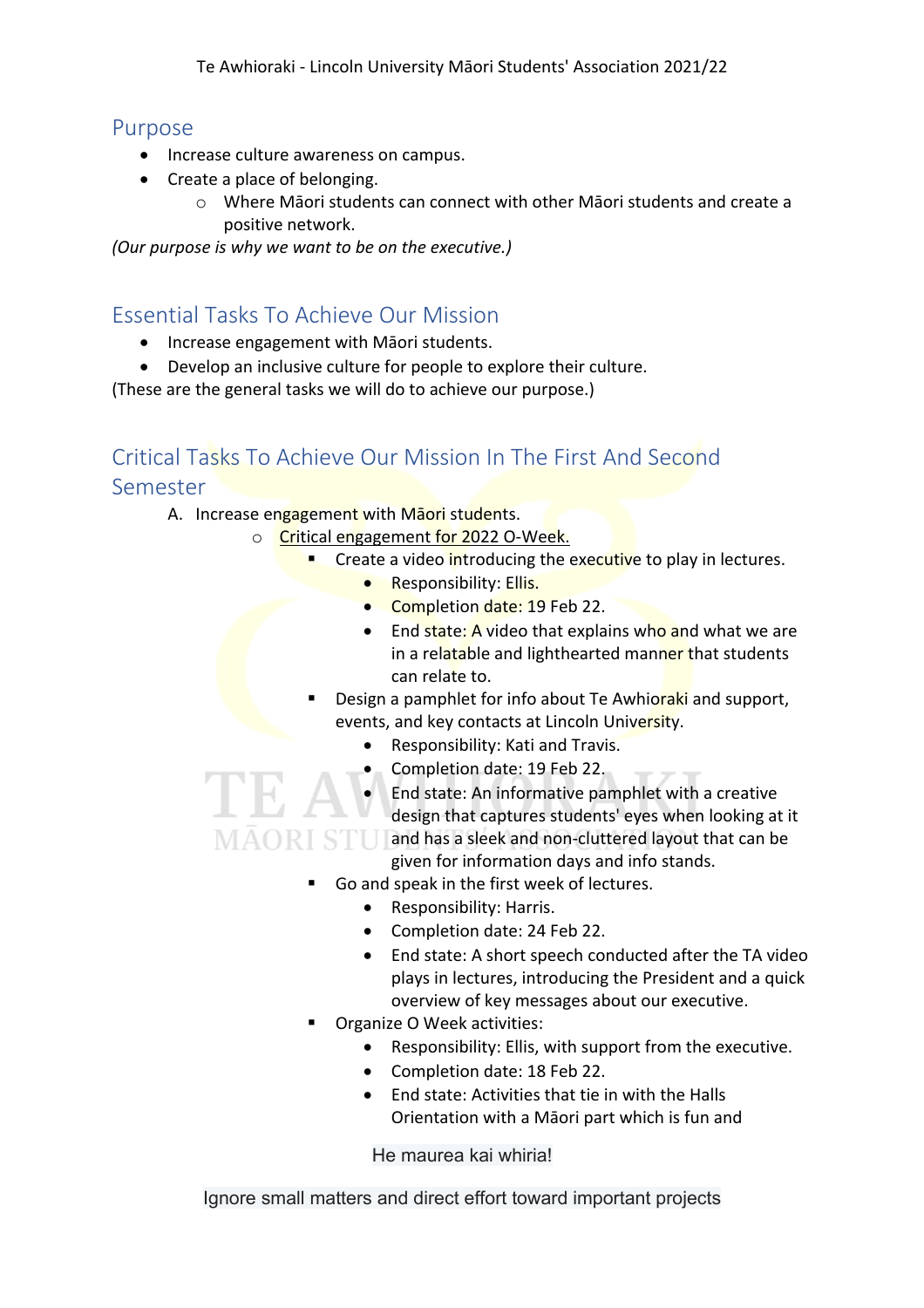## Purpose

- Increase culture awareness on campus.
- Create a place of belonging.
  - Where Māori students can connect with other Māori students and create a positive network.

*(Our purpose is why we want to be on the executive.)*

## Essential Tasks To Achieve Our Mission

- Increase engagement with Māori students.
- Develop an inclusive culture for people to explore their culture.

(These are the general tasks we will do to achieve our purpose.)

## Critical Tasks To Achieve Our Mission In The First And Second Semester

A. Increase engagement with Māori students.

- Critical engagement for 2022 O-Week.
  - Create a video introducing the executive to play in lectures.
    - Responsibility: Ellis.
    - Completion date: 19 Feb 22.
    - End state: A video that explains who and what we are in a relatable and lighthearted manner that students can relate to.
  - Design a pamphlet for info about Te Awhioraki and support, events, and key contacts at Lincoln University.
    - Responsibility: Kati and Travis.
    - Completion date: 19 Feb 22.
    - End state: An informative pamphlet with a creative design that captures students' eyes when looking at it and has a sleek and non-cluttered layout that can be given for information days and info stands.
  - Go and speak in the first week of lectures.
    - Responsibility: Harris.
    - Completion date: 24 Feb 22.
    - End state: A short speech conducted after the TA video plays in lectures, introducing the President and a quick overview of key messages about our executive.
  - Organize O Week activities:
    - Responsibility: Ellis, with support from the executive.
    - Completion date: 18 Feb 22.
    - End state: Activities that tie in with the Halls Orientation with a Māori part which is fun and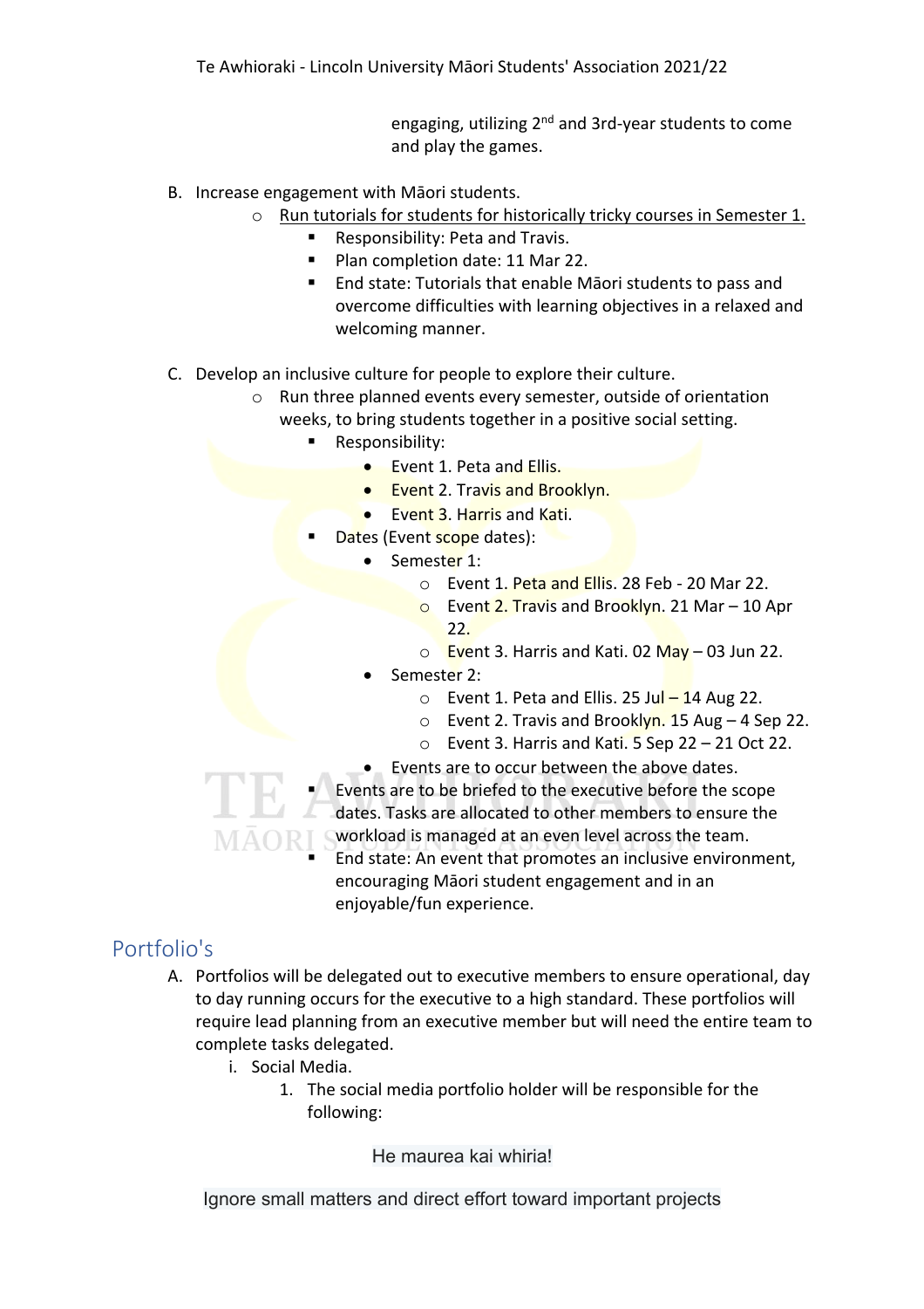engaging, utilizing 2nd and 3rd-year students to come and play the games.

B. Increase engagement with Māori students.
   - <u>Run tutorials for students for historically tricky courses in Semester 1.</u>
     - Responsibility: Peta and Travis.
     - Plan completion date: 11 Mar 22.
     - End state: Tutorials that enable Māori students to pass and overcome difficulties with learning objectives in a relaxed and welcoming manner.

C. Develop an inclusive culture for people to explore their culture.
   - Run three planned events every semester, outside of orientation weeks, to bring students together in a positive social setting.
     - Responsibility:
       - Event 1. Peta and Ellis.
       - Event 2. Travis and Brooklyn.
       - Event 3. Harris and Kati.
     - Dates (Event scope dates):
       - Semester 1:
         - Event 1. Peta and Ellis. 28 Feb - 20 Mar 22.
         - Event 2. Travis and Brooklyn. 21 Mar – 10 Apr 22.
         - Event 3. Harris and Kati. 02 May – 03 Jun 22.
       - Semester 2:
         - Event 1. Peta and Ellis. 25 Jul – 14 Aug 22.
         - Event 2. Travis and Brooklyn. 15 Aug – 4 Sep 22.
         - Event 3. Harris and Kati. 5 Sep 22 – 21 Oct 22.
       - Events are to occur between the above dates.
     - Events are to be briefed to the executive before the scope dates. Tasks are allocated to other members to ensure the workload is managed at an even level across the team.
     - End state: An event that promotes an inclusive environment, encouraging Māori student engagement and in an enjoyable/fun experience.

## Portfolio's

A. Portfolios will be delegated out to executive members to ensure operational, day to day running occurs for the executive to a high standard. These portfolios will require lead planning from an executive member but will need the entire team to complete tasks delegated.
   i. Social Media.
      1. The social media portfolio holder will be responsible for the following:

He maurea kai whiria!

Ignore small matters and direct effort toward important projects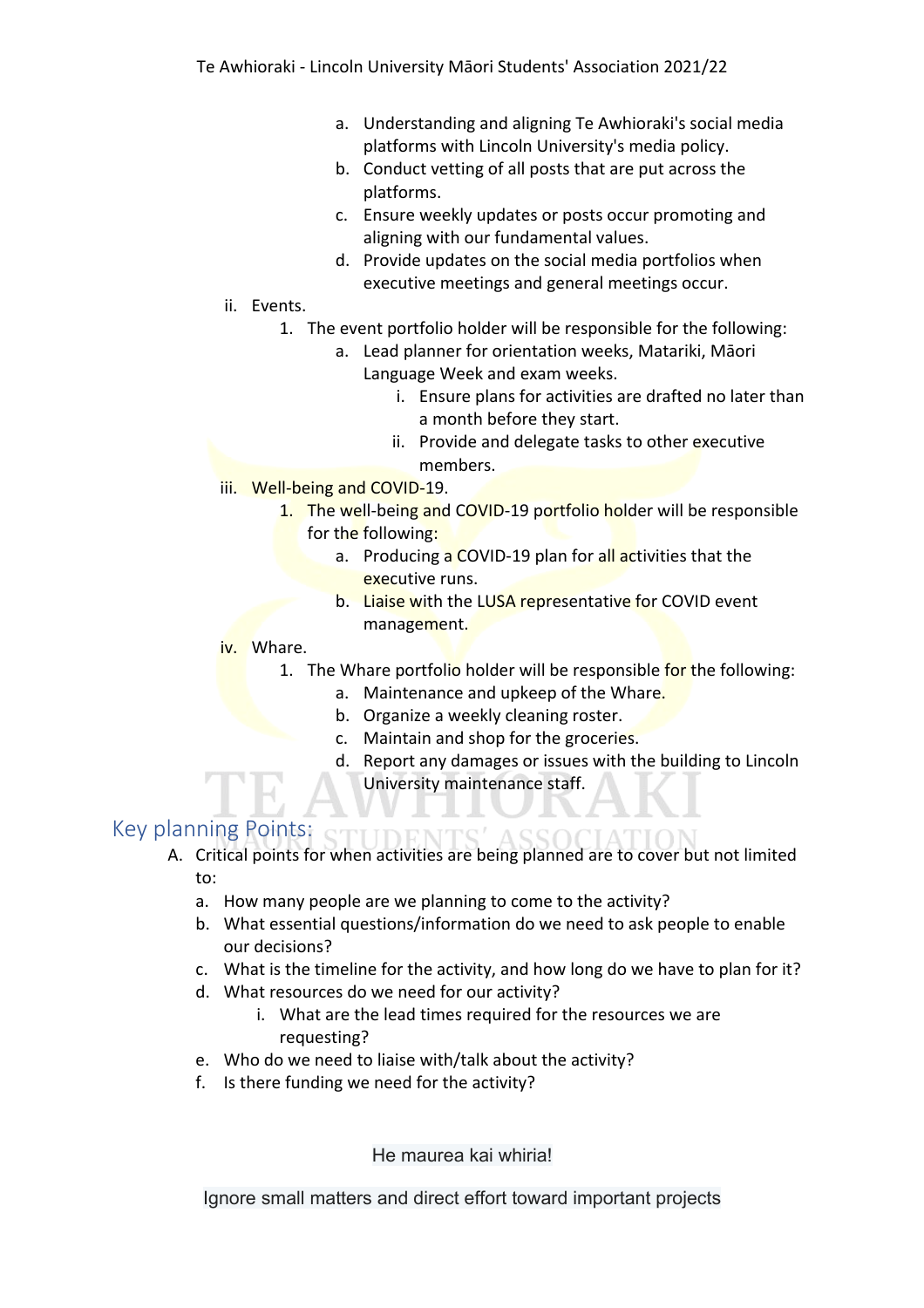a. Understanding and aligning Te Awhioraki's social media platforms with Lincoln University's media policy.
b. Conduct vetting of all posts that are put across the platforms.
c. Ensure weekly updates or posts occur promoting and aligning with our fundamental values.
d. Provide updates on the social media portfolios when executive meetings and general meetings occur.

ii. Events.

1. The event portfolio holder will be responsible for the following:
   a. Lead planner for orientation weeks, Matariki, Māori Language Week and exam weeks.
      i. Ensure plans for activities are drafted no later than a month before they start.
      ii. Provide and delegate tasks to other executive members.

iii. Well-being and COVID-19.

1. The well-being and COVID-19 portfolio holder will be responsible for the following:
   a. Producing a COVID-19 plan for all activities that the executive runs.
   b. Liaise with the LUSA representative for COVID event management.

iv. Whare.

1. The Whare portfolio holder will be responsible for the following:
   a. Maintenance and upkeep of the Whare.
   b. Organize a weekly cleaning roster.
   c. Maintain and shop for the groceries.
   d. Report any damages or issues with the building to Lincoln University maintenance staff.

## Key planning Points:

A. Critical points for when activities are being planned are to cover but not limited to:
   a. How many people are we planning to come to the activity?
   b. What essential questions/information do we need to ask people to enable our decisions?
   c. What is the timeline for the activity, and how long do we have to plan for it?
   d. What resources do we need for our activity?
      i. What are the lead times required for the resources we are requesting?
   e. Who do we need to liaise with/talk about the activity?
   f. Is there funding we need for the activity?

He maurea kai whiria!

Ignore small matters and direct effort toward important projects